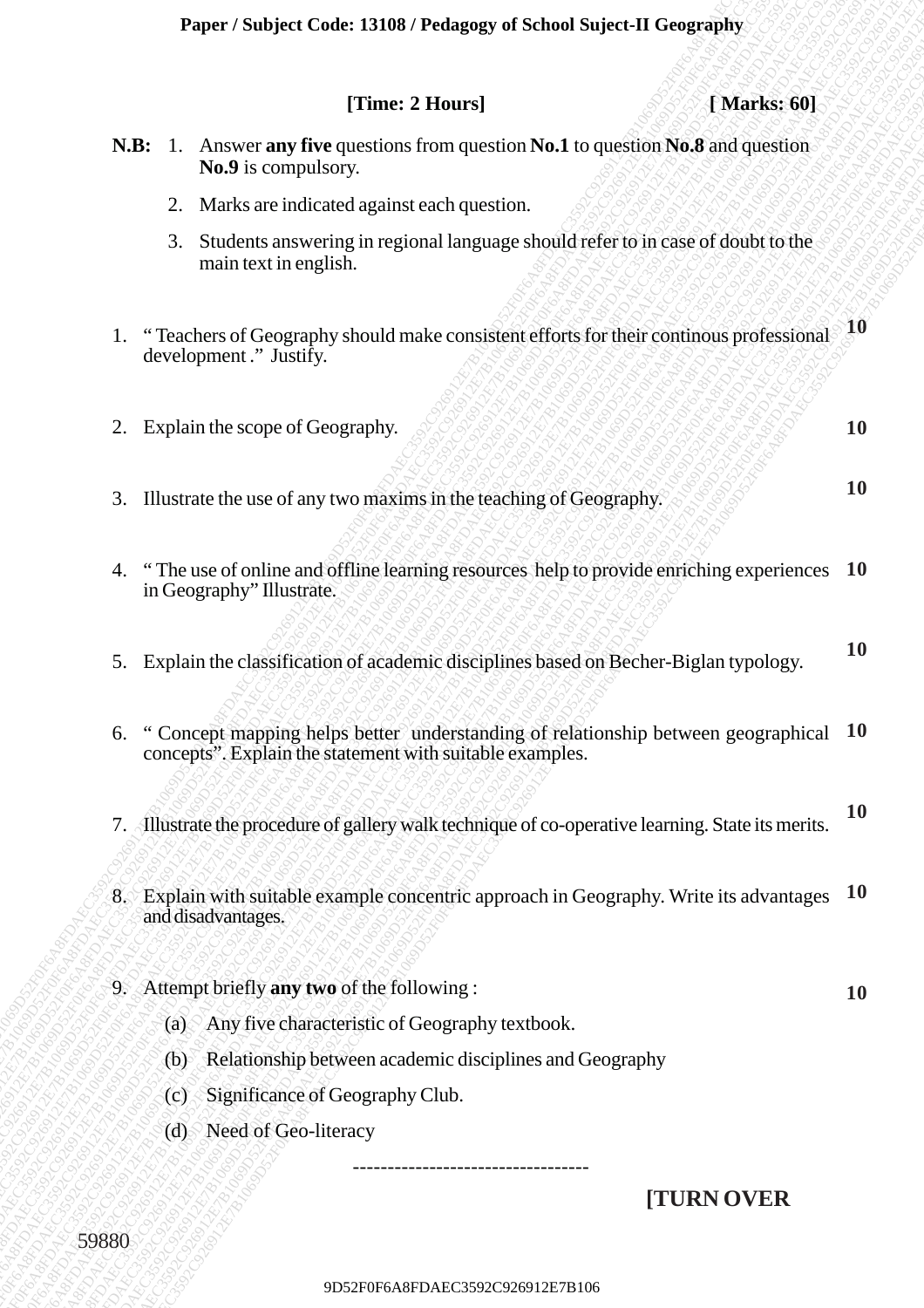**Paper / Subject Code: 13108 / Pedagogy of School Suject-II Geography**

**[Time: 2 Hours]** **[ Marks: 60]**

**N.B:** 1. Answer **any five** questions from question **No.1** to question **No.8** and question **No.9** is compulsory.

2. Marks are indicated against each question.

3. Students answering in regional language should refer to in case of doubt to the main text in english.

1. " Teachers of Geography should make consistent efforts for their continous professional development ." Justify. **10**

2. Explain the scope of Geography. **10**

3. Illustrate the use of any two maxims in the teaching of Geography. **10**

4. " The use of online and offline learning resources help to provide enriching experiences in Geography" Illustrate. **10**

5. Explain the classification of academic disciplines based on Becher-Biglan typology. **10**

6. " Concept mapping helps better understanding of relationship between geographical concepts". Explain the statement with suitable examples. **10**

7. Illustrate the procedure of gallery walk technique of co-operative learning. State its merits. **10**

8. Explain with suitable example concentric approach in Geography. Write its advantages and disadvantages. **10**

9. Attempt briefly **any two** of the following : **10**

   (a) Any five characteristic of Geography textbook.

   (b) Relationship between academic disciplines and Geography

   (c) Significance of Geography Club.

   (d) Need of Geo-literacy

---

**[TURN OVER**

59880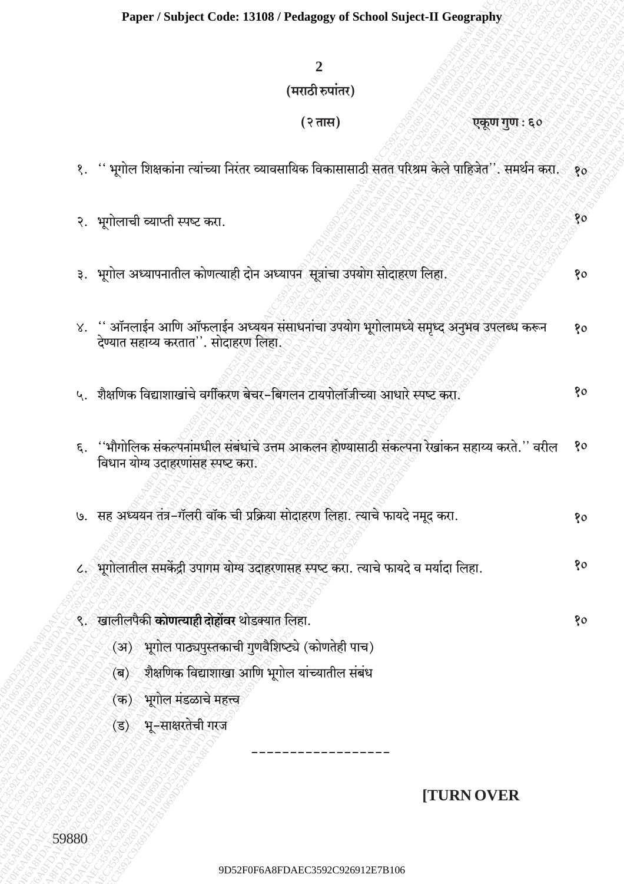## (मराठी रुपांतर)

**(२ तास)** **एकूण गुण : ६०**

१. '' भूगोल शिक्षकांना त्यांच्या निरंतर व्यावसायिक विकासासाठी सतत परिश्रम केले पाहिजेत''. समर्थन करा. १०

२. भूगोलाची व्याप्ती स्पष्ट करा. १०

३. भूगोल अध्यापनातील कोणत्याही दोन अध्यापन सूत्रांचा उपयोग सोदाहरण लिहा. १०

४. '' ऑनलाईन आणि ऑफलाईन अध्ययन संसाधनांचा उपयोग भूगोलामध्ये समृध्द अनुभव उपलब्ध करून देण्यात सहाय्य करतात''. सोदाहरण लिहा. १०

५. शैक्षणिक विद्याशाखांचे वर्गीकरण बेचर-बिगलन टायपोलॉजीच्या आधारे स्पष्ट करा. १०

६. ''भौगोलिक संकल्पनांमधील संबंधांचे उत्तम आकलन होण्यासाठी संकल्पना रेखांकन सहाय्य करते.'' वरील विधान योग्य उदाहरणांसह स्पष्ट करा. १०

७. सह अध्ययन तंत्र-गॅलरी वॉक ची प्रक्रिया सोदाहरण लिहा. त्याचे फायदे नमूद करा. १०

८. भूगोलातील समकेंद्री उपागम योग्य उदाहरणासह स्पष्ट करा. त्याचे फायदे व मर्यादा लिहा. १०

९. खालीलपैकी **कोणत्याही दोहोंवर** थोडक्यात लिहा. १०

- (अ) भूगोल पाठ्यपुस्तकाची गुणवैशिष्ट्ये (कोणतेही पाच)
- (ब) शैक्षणिक विद्याशाखा आणि भूगोल यांच्यातील संबंध
- (क) भूगोल मंडळाचे महत्त्व
- (ड) भू-साक्षरतेची गरज

---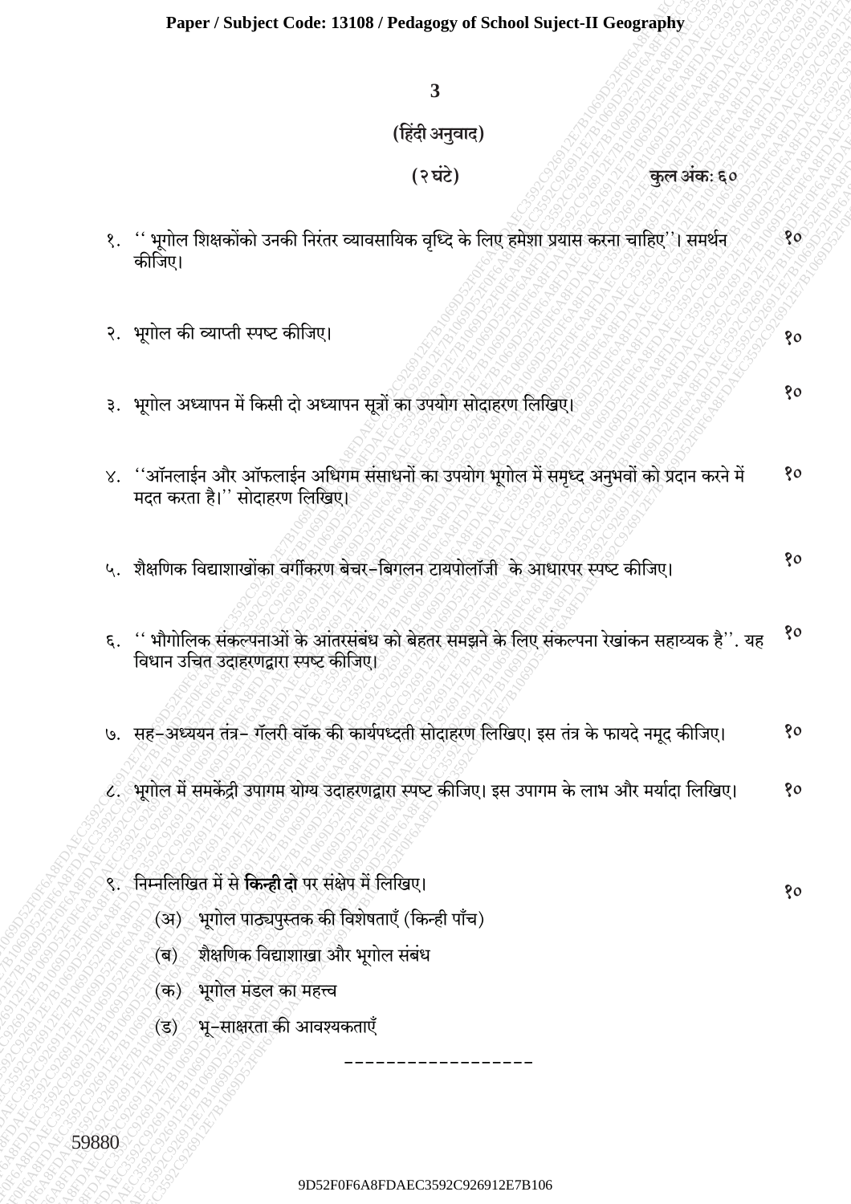(हिंदी अनुवाद)

(२ घंटे) कुल अंक: ६०

१. '' भूगोल शिक्षकोंको उनकी निरंतर व्यावसायिक वृध्दि के लिए हमेशा प्रयास करना चाहिए''। समर्थन कीजिए। १०

२. भूगोल की व्याप्ती स्पष्ट कीजिए। १०

३. भूगोल अध्यापन में किसी दो अध्यापन सूत्रों का उपयोग सोदाहरण लिखिए। १०

४. ''ऑनलाईन और ऑफलाईन अधिगम संसाधनों का उपयोग भूगोल में समृध्द अनुभवों को प्रदान करने में मदत करता है।'' सोदाहरण लिखिए। १०

५. शैक्षणिक विद्याशाखोंका वर्गीकरण बेचर-बिगलन टायपोलॉजी के आधारपर स्पष्ट कीजिए। १०

६. '' भौगोलिक संकल्पनाओं के आंतरसंबंध को बेहतर समझने के लिए संकल्पना रेखांकन सहाय्यक है''. यह विधान उचित उदाहरणद्वारा स्पष्ट कीजिए। १०

७. सह-अध्ययन तंत्र- गॅलरी वॉक की कार्यपध्दती सोदाहरण लिखिए। इस तंत्र के फायदे नमूद कीजिए। १०

८. भूगोल में समकेंद्री उपागम योग्य उदाहरणद्वारा स्पष्ट कीजिए। इस उपागम के लाभ और मर्यादा लिखिए। १०

९. निम्नलिखित में से **किन्ही दो** पर संक्षेप में लिखिए। १०

   (अ) भूगोल पाठ्यपुस्तक की विशेषताएँ (किन्ही पाँच)

   (ब) शैक्षणिक विद्याशाखा और भूगोल संबंध

   (क) भूगोल मंडल का महत्त्व

   (ड) भू-साक्षरता की आवश्यकताएँ

-------------------